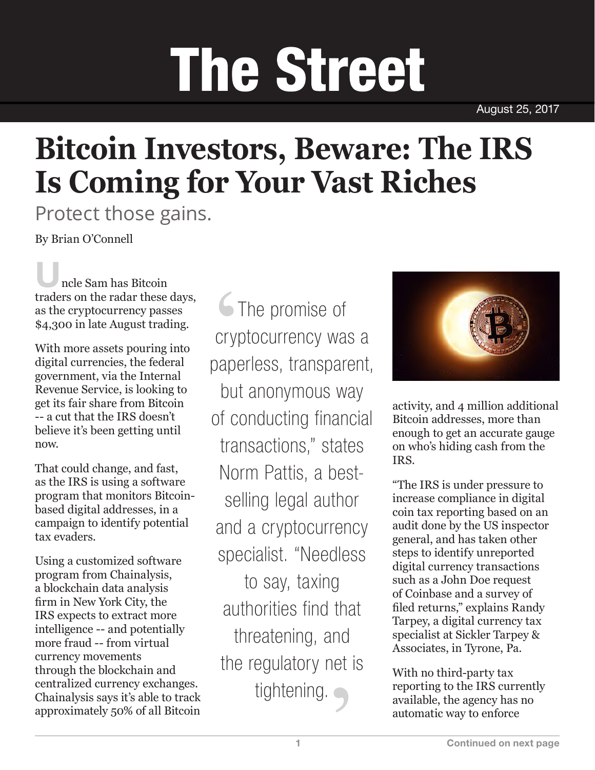# The Street

August 25, 2017

# Bitcoin Investors, Beware: The IRS Is Coming for Your Vast Riches

Protect those gains.

By Brian O'Connell

Uncle Sam has Bitcoin traders on the radar these days, as the cryptocurrency passes $4,300 in late August trading.

With more assets pouring into digital currencies, the federal government, via the Internal Revenue Service, is looking to get its fair share from Bitcoin -- a cut that the IRS doesn't believe it's been getting until now.

That could change, and fast, as the IRS is using a software program that monitors Bitcoin-based digital addresses, in a campaign to identify potential tax evaders.

Using a customized software program from Chainalysis, a blockchain data analysis firm in New York City, the IRS expects to extract more intelligence -- and potentially more fraud -- from virtual currency movements through the blockchain and centralized currency exchanges. Chainalysis says it's able to track approximately 50% of all Bitcoin activity, and 4 million additional Bitcoin addresses, more than enough to get an accurate gauge on who's hiding cash from the IRS.

> "The promise of cryptocurrency was a paperless, transparent, but anonymous way of conducting financial transactions," states Norm Pattis, a best-selling legal author and a cryptocurrency specialist. "Needless to say, taxing authorities find that threatening, and the regulatory net is tightening."

"The IRS is under pressure to increase compliance in digital coin tax reporting based on an audit done by the US inspector general, and has taken other steps to identify unreported digital currency transactions such as a John Doe request of Coinbase and a survey of filed returns," explains Randy Tarpey, a digital currency tax specialist at Sickler Tarpey & Associates, in Tyrone, Pa.

With no third-party tax reporting to the IRS currently available, the agency has no automatic way to enforce

Continued on next page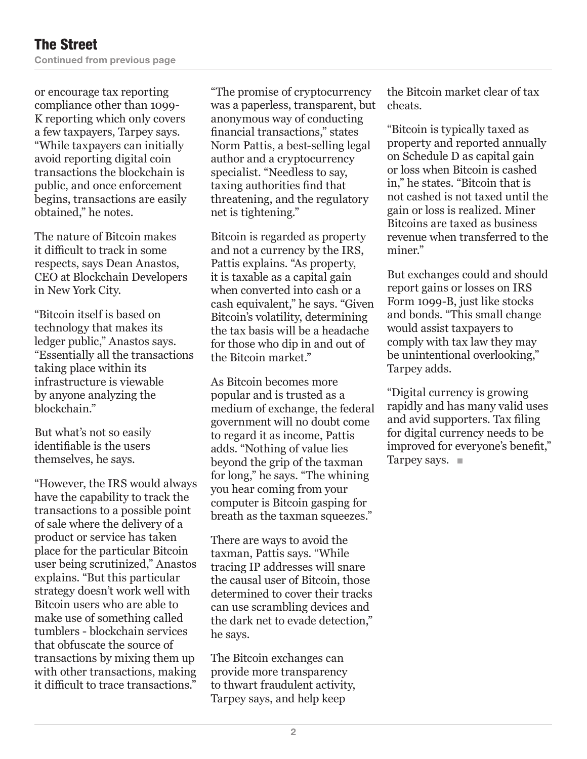or encourage tax reporting compliance other than 1099-K reporting which only covers a few taxpayers, Tarpey says. "While taxpayers can initially avoid reporting digital coin transactions the blockchain is public, and once enforcement begins, transactions are easily obtained," he notes.

The nature of Bitcoin makes it difficult to track in some respects, says Dean Anastos, CEO at Blockchain Developers in New York City.

"Bitcoin itself is based on technology that makes its ledger public," Anastos says. "Essentially all the transactions taking place within its infrastructure is viewable by anyone analyzing the blockchain."

But what's not so easily identifiable is the users themselves, he says.

"However, the IRS would always have the capability to track the transactions to a possible point of sale where the delivery of a product or service has taken place for the particular Bitcoin user being scrutinized," Anastos explains. "But this particular strategy doesn't work well with Bitcoin users who are able to make use of something called tumblers - blockchain services that obfuscate the source of transactions by mixing them up with other transactions, making it difficult to trace transactions."

"The promise of cryptocurrency was a paperless, transparent, but anonymous way of conducting financial transactions," states Norm Pattis, a best-selling legal author and a cryptocurrency specialist. "Needless to say, taxing authorities find that threatening, and the regulatory net is tightening."

Bitcoin is regarded as property and not a currency by the IRS, Pattis explains. "As property, it is taxable as a capital gain when converted into cash or a cash equivalent," he says. "Given Bitcoin's volatility, determining the tax basis will be a headache for those who dip in and out of the Bitcoin market."

As Bitcoin becomes more popular and is trusted as a medium of exchange, the federal government will no doubt come to regard it as income, Pattis adds. "Nothing of value lies beyond the grip of the taxman for long," he says. "The whining you hear coming from your computer is Bitcoin gasping for breath as the taxman squeezes."

There are ways to avoid the taxman, Pattis says. "While tracing IP addresses will snare the causal user of Bitcoin, those determined to cover their tracks can use scrambling devices and the dark net to evade detection," he says.

The Bitcoin exchanges can provide more transparency to thwart fraudulent activity, Tarpey says, and help keep the Bitcoin market clear of tax cheats.

"Bitcoin is typically taxed as property and reported annually on Schedule D as capital gain or loss when Bitcoin is cashed in," he states. "Bitcoin that is not cashed is not taxed until the gain or loss is realized. Miner Bitcoins are taxed as business revenue when transferred to the miner."

But exchanges could and should report gains or losses on IRS Form 1099-B, just like stocks and bonds. "This small change would assist taxpayers to comply with tax law they may be unintentional overlooking," Tarpey adds.

"Digital currency is growing rapidly and has many valid uses and avid supporters. Tax filing for digital currency needs to be improved for everyone's benefit," Tarpey says. ■